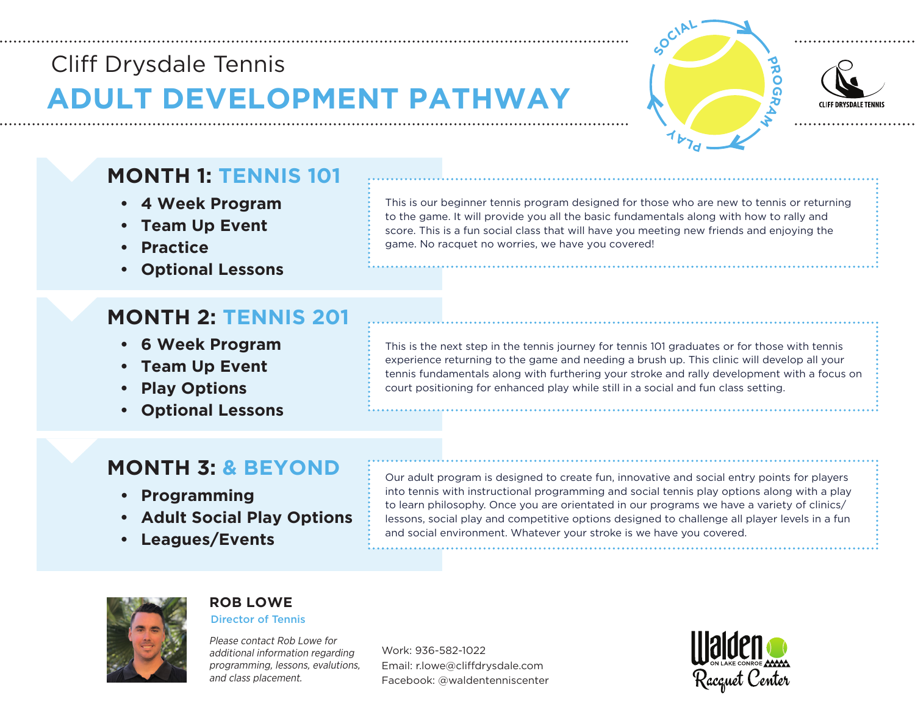Cliff Drysdale Tennis

# ADULT DEVELOPMENT PATHWAY

## MONTH 1: TENNIS 101

- **4 Week Program**
- **Team Up Event**
- **Practice**
- **Optional Lessons**

This is our beginner tennis program designed for those who are new to tennis or returning to the game. It will provide you all the basic fundamentals along with how to rally and score. This is a fun social class that will have you meeting new friends and enjoying the game. No racquet no worries, we have you covered!

## MONTH 2: TENNIS 201

- **6 Week Program**
- **Team Up Event**
- **Play Options**
- **Optional Lessons**

This is the next step in the tennis journey for tennis 101 graduates or for those with tennis experience returning to the game and needing a brush up. This clinic will develop all your tennis fundamentals along with furthering your stroke and rally development with a focus on court positioning for enhanced play while still in a social and fun class setting.

## MONTH 3: & BEYOND

- **Programming**
- **Adult Social Play Options**
- **Leagues/Events**

Our adult program is designed to create fun, innovative and social entry points for players into tennis with instructional programming and social tennis play options along with a play to learn philosophy. Once you are orientated in our programs we have a variety of clinics/lessons, social play and competitive options designed to challenge all player levels in a fun and social environment. Whatever your stroke is we have you covered.

**ROB LOWE**
Director of Tennis

*Please contact Rob Lowe for additional information regarding programming, lessons, evalutions, and class placement.*

Work: 936-582-1022
Email: r.lowe@cliffdrysdale.com
Facebook: @waldentenniscenter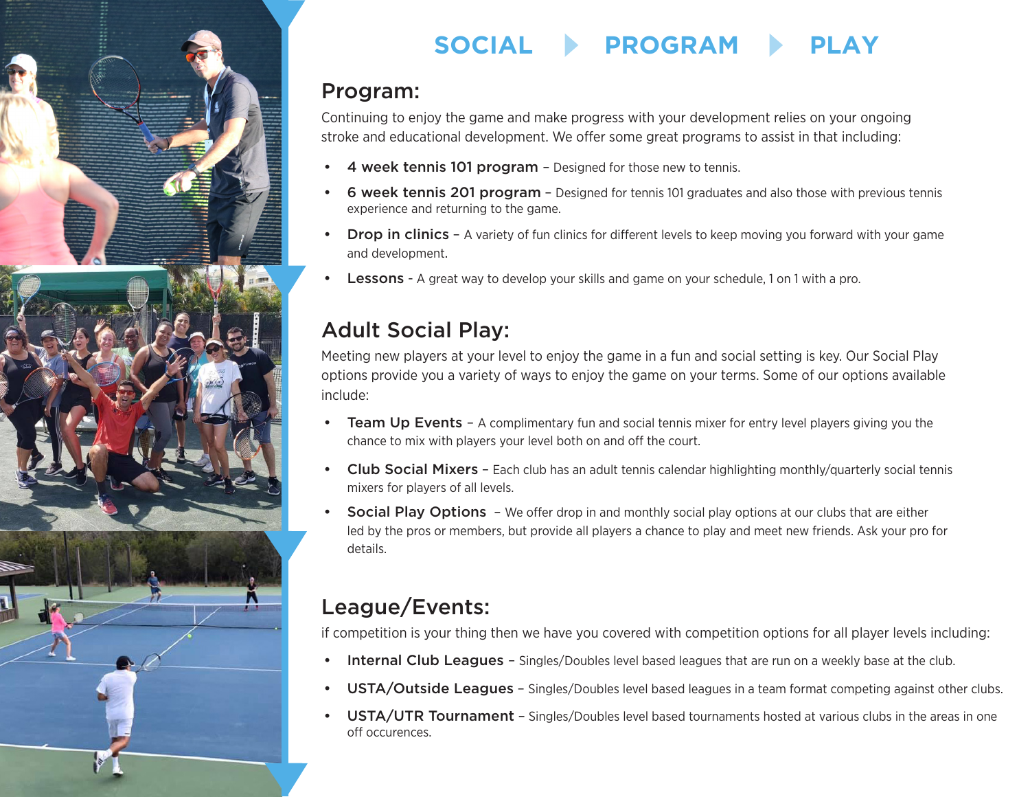SOCIAL ▶ PROGRAM ▶ PLAY

## Program:

Continuing to enjoy the game and make progress with your development relies on your ongoing stroke and educational development. We offer some great programs to assist in that including:

- **4 week tennis 101 program** – Designed for those new to tennis.
- **6 week tennis 201 program** – Designed for tennis 101 graduates and also those with previous tennis experience and returning to the game.
- **Drop in clinics** – A variety of fun clinics for different levels to keep moving you forward with your game and development.
- **Lessons** - A great way to develop your skills and game on your schedule, 1 on 1 with a pro.

## Adult Social Play:

Meeting new players at your level to enjoy the game in a fun and social setting is key. Our Social Play options provide you a variety of ways to enjoy the game on your terms. Some of our options available include:

- **Team Up Events** – A complimentary fun and social tennis mixer for entry level players giving you the chance to mix with players your level both on and off the court.
- **Club Social Mixers** – Each club has an adult tennis calendar highlighting monthly/quarterly social tennis mixers for players of all levels.
- **Social Play Options** – We offer drop in and monthly social play options at our clubs that are either led by the pros or members, but provide all players a chance to play and meet new friends. Ask your pro for details.

## League/Events:

if competition is your thing then we have you covered with competition options for all player levels including:

- **Internal Club Leagues** – Singles/Doubles level based leagues that are run on a weekly base at the club.
- **USTA/Outside Leagues** – Singles/Doubles level based leagues in a team format competing against other clubs.
- **USTA/UTR Tournament** – Singles/Doubles level based tournaments hosted at various clubs in the areas in one off occurences.